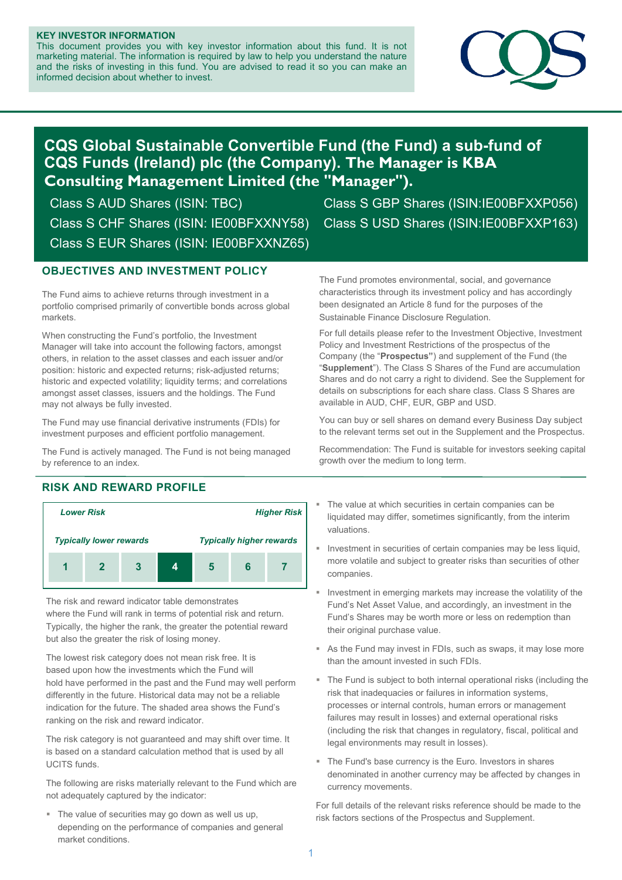**KEY INVESTOR INFORMATION**
This document provides you with key investor information about this fund. It is not marketing material. The information is required by law to help you understand the nature and the risks of investing in this fund. You are advised to read it so you can make an informed decision about whether to invest.

# CQS Global Sustainable Convertible Fund (the Fund) a sub-fund of CQS Funds (Ireland) plc (the Company). The Manager is KBA Consulting Management Limited (the "Manager").

Class S AUD Shares (ISIN: TBC)
Class S CHF Shares (ISIN: IE00BFXXNY58)
Class S EUR Shares (ISIN: IE00BFXXNZ65)
Class S GBP Shares (ISIN:IE00BFXXP056)
Class S USD Shares (ISIN:IE00BFXXP163)

## OBJECTIVES AND INVESTMENT POLICY

The Fund aims to achieve returns through investment in a portfolio comprised primarily of convertible bonds across global markets.

When constructing the Fund's portfolio, the Investment Manager will take into account the following factors, amongst others, in relation to the asset classes and each issuer and/or position: historic and expected returns; risk-adjusted returns; historic and expected volatility; liquidity terms; and correlations amongst asset classes, issuers and the holdings. The Fund may not always be fully invested.

The Fund may use financial derivative instruments (FDIs) for investment purposes and efficient portfolio management.

The Fund is actively managed. The Fund is not being managed by reference to an index.

The Fund promotes environmental, social, and governance characteristics through its investment policy and has accordingly been designated an Article 8 fund for the purposes of the Sustainable Finance Disclosure Regulation.

For full details please refer to the Investment Objective, Investment Policy and Investment Restrictions of the prospectus of the Company (the "**Prospectus"**) and supplement of the Fund (the "**Supplement**"). The Class S Shares of the Fund are accumulation Shares and do not carry a right to dividend. See the Supplement for details on subscriptions for each share class. Class S Shares are available in AUD, CHF, EUR, GBP and USD.

You can buy or sell shares on demand every Business Day subject to the relevant terms set out in the Supplement and the Prospectus.

Recommendation: The Fund is suitable for investors seeking capital growth over the medium to long term.

## RISK AND REWARD PROFILE

| *Lower Risk* | | | | | | *Higher Risk* |
|---|---|---|---|---|---|---|
| *Typically lower rewards* | | | | | | *Typically higher rewards* |
| 1 | 2 | 3 | **4** | 5 | 6 | 7 |

The risk and reward indicator table demonstrates where the Fund will rank in terms of potential risk and return. Typically, the higher the rank, the greater the potential reward but also the greater the risk of losing money.

The lowest risk category does not mean risk free. It is based upon how the investments which the Fund will hold have performed in the past and the Fund may well perform differently in the future. Historical data may not be a reliable indication for the future. The shaded area shows the Fund's ranking on the risk and reward indicator.

The risk category is not guaranteed and may shift over time. It is based on a standard calculation method that is used by all UCITS funds.

The following are risks materially relevant to the Fund which are not adequately captured by the indicator:

- The value of securities may go down as well us up, depending on the performance of companies and general market conditions.
- The value at which securities in certain companies can be liquidated may differ, sometimes significantly, from the interim valuations.
- Investment in securities of certain companies may be less liquid, more volatile and subject to greater risks than securities of other companies.
- Investment in emerging markets may increase the volatility of the Fund's Net Asset Value, and accordingly, an investment in the Fund's Shares may be worth more or less on redemption than their original purchase value.
- As the Fund may invest in FDIs, such as swaps, it may lose more than the amount invested in such FDIs.
- The Fund is subject to both internal operational risks (including the risk that inadequacies or failures in information systems, processes or internal controls, human errors or management failures may result in losses) and external operational risks (including the risk that changes in regulatory, fiscal, political and legal environments may result in losses).
- The Fund's base currency is the Euro. Investors in shares denominated in another currency may be affected by changes in currency movements.

For full details of the relevant risks reference should be made to the risk factors sections of the Prospectus and Supplement.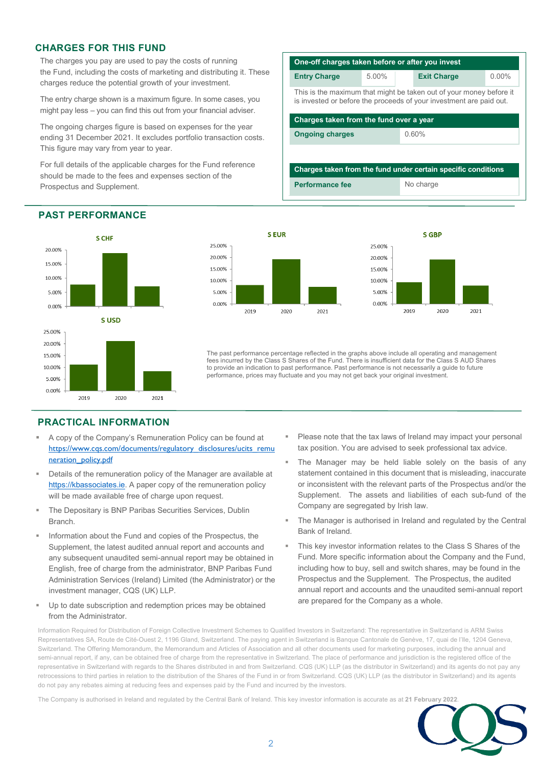## CHARGES FOR THIS FUND

The charges you pay are used to pay the costs of running the Fund, including the costs of marketing and distributing it. These charges reduce the potential growth of your investment.

The entry charge shown is a maximum figure. In some cases, you might pay less – you can find this out from your financial adviser.

The ongoing charges figure is based on expenses for the year ending 31 December 2021. It excludes portfolio transaction costs. This figure may vary from year to year.

For full details of the applicable charges for the Fund reference should be made to the fees and expenses section of the Prospectus and Supplement.

| One-off charges taken before or after you invest | | | |
|---|---|---|---|
| **Entry Charge** | 5.00% | **Exit Charge** | 0.00% |

This is the maximum that might be taken out of your money before it is invested or before the proceeds of your investment are paid out.

| Charges taken from the fund over a year | |
|---|---|
| **Ongoing charges** | 0.60% |

| Charges taken from the fund under certain specific conditions | |
|---|---|
| **Performance fee** | No charge |

## PAST PERFORMANCE

S CHF

20.00%
15.00%
10.00%
5.00%
0.00%

S EUR

25.00%
20.00%
15.00%
10.00%
5.00%
0.00%

2019 2020 2021

S GBP

25.00%
20.00%
15.00%
10.00%
5.00%
0.00%

2019 2020 2021

S USD

25.00%
20.00%
15.00%
10.00%
5.00%
0.00%

2019 2020 2021

The past performance percentage reflected in the graphs above include all operating and management fees incurred by the Class S Shares of the Fund. There is insufficient data for the Class S AUD Shares to provide an indication to past performance. Past performance is not necessarily a guide to future performance, prices may fluctuate and you may not get back your original investment.

## PRACTICAL INFORMATION

- A copy of the Company's Remuneration Policy can be found at https://www.cqs.com/documents/regulatory_disclosures/ucits_remuneration_policy.pdf
- Details of the remuneration policy of the Manager are available at https://kbassociates.ie. A paper copy of the remuneration policy will be made available free of charge upon request.
- The Depositary is BNP Paribas Securities Services, Dublin Branch.
- Information about the Fund and copies of the Prospectus, the Supplement, the latest audited annual report and accounts and any subsequent unaudited semi-annual report may be obtained in English, free of charge from the administrator, BNP Paribas Fund Administration Services (Ireland) Limited (the Administrator) or the investment manager, CQS (UK) LLP.
- Up to date subscription and redemption prices may be obtained from the Administrator.
- Please note that the tax laws of Ireland may impact your personal tax position. You are advised to seek professional tax advice.
- The Manager may be held liable solely on the basis of any statement contained in this document that is misleading, inaccurate or inconsistent with the relevant parts of the Prospectus and/or the Supplement. The assets and liabilities of each sub-fund of the Company are segregated by Irish law.
- The Manager is authorised in Ireland and regulated by the Central Bank of Ireland.
- This key investor information relates to the Class S Shares of the Fund. More specific information about the Company and the Fund, including how to buy, sell and switch shares, may be found in the Prospectus and the Supplement. The Prospectus, the audited annual report and accounts and the unaudited semi-annual report are prepared for the Company as a whole.

Information Required for Distribution of Foreign Collective Investment Schemes to Qualified Investors in Switzerland: The representative in Switzerland is ARM Swiss Representatives SA, Route de Cité-Ouest 2, 1196 Gland, Switzerland. The paying agent in Switzerland is Banque Cantonale de Genève, 17, quai de l'Ile, 1204 Geneva, Switzerland. The Offering Memorandum, the Memorandum and Articles of Association and all other documents used for marketing purposes, including the annual and semi-annual report, if any, can be obtained free of charge from the representative in Switzerland. The place of performance and jurisdiction is the registered office of the representative in Switzerland with regards to the Shares distributed in and from Switzerland. CQS (UK) LLP (as the distributor in Switzerland) and its agents do not pay any retrocessions to third parties in relation to the distribution of the Shares of the Fund in or from Switzerland. CQS (UK) LLP (as the distributor in Switzerland) and its agents do not pay any rebates aiming at reducing fees and expenses paid by the Fund and incurred by the investors.

The Company is authorised in Ireland and regulated by the Central Bank of Ireland. This key investor information is accurate as at **21 February 2022**.